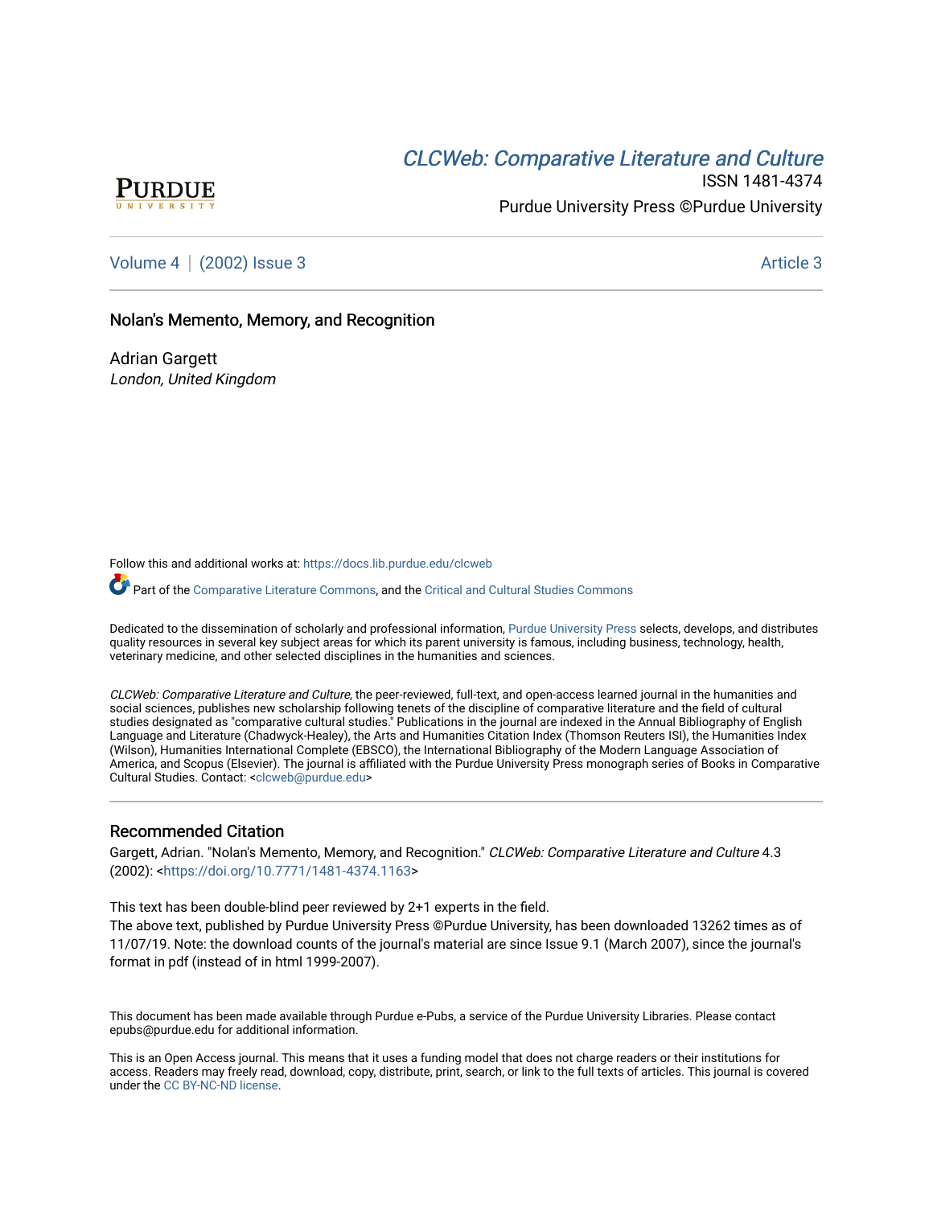# *CLCWeb: Comparative Literature and Culture*

ISSN 1481-4374

Purdue University Press ©Purdue University

Volume 4 | (2002) Issue 3 — Article 3

## Nolan's Memento, Memory, and Recognition

Adrian Gargett
*London, United Kingdom*

Follow this and additional works at: https://docs.lib.purdue.edu/clcweb

Part of the Comparative Literature Commons, and the Critical and Cultural Studies Commons

Dedicated to the dissemination of scholarly and professional information, Purdue University Press selects, develops, and distributes quality resources in several key subject areas for which its parent university is famous, including business, technology, health, veterinary medicine, and other selected disciplines in the humanities and sciences.

*CLCWeb: Comparative Literature and Culture*, the peer-reviewed, full-text, and open-access learned journal in the humanities and social sciences, publishes new scholarship following tenets of the discipline of comparative literature and the field of cultural studies designated as "comparative cultural studies." Publications in the journal are indexed in the Annual Bibliography of English Language and Literature (Chadwyck-Healey), the Arts and Humanities Citation Index (Thomson Reuters ISI), the Humanities Index (Wilson), Humanities International Complete (EBSCO), the International Bibliography of the Modern Language Association of America, and Scopus (Elsevier). The journal is affiliated with the Purdue University Press monograph series of Books in Comparative Cultural Studies. Contact: <clcweb@purdue.edu>

### Recommended Citation

Gargett, Adrian. "Nolan's Memento, Memory, and Recognition." *CLCWeb: Comparative Literature and Culture* 4.3 (2002): <https://doi.org/10.7771/1481-4374.1163>

This text has been double-blind peer reviewed by 2+1 experts in the field.
The above text, published by Purdue University Press ©Purdue University, has been downloaded 13262 times as of 11/07/19. Note: the download counts of the journal's material are since Issue 9.1 (March 2007), since the journal's format in pdf (instead of in html 1999-2007).

This document has been made available through Purdue e-Pubs, a service of the Purdue University Libraries. Please contact epubs@purdue.edu for additional information.

This is an Open Access journal. This means that it uses a funding model that does not charge readers or their institutions for access. Readers may freely read, download, copy, distribute, print, search, or link to the full texts of articles. This journal is covered under the CC BY-NC-ND license.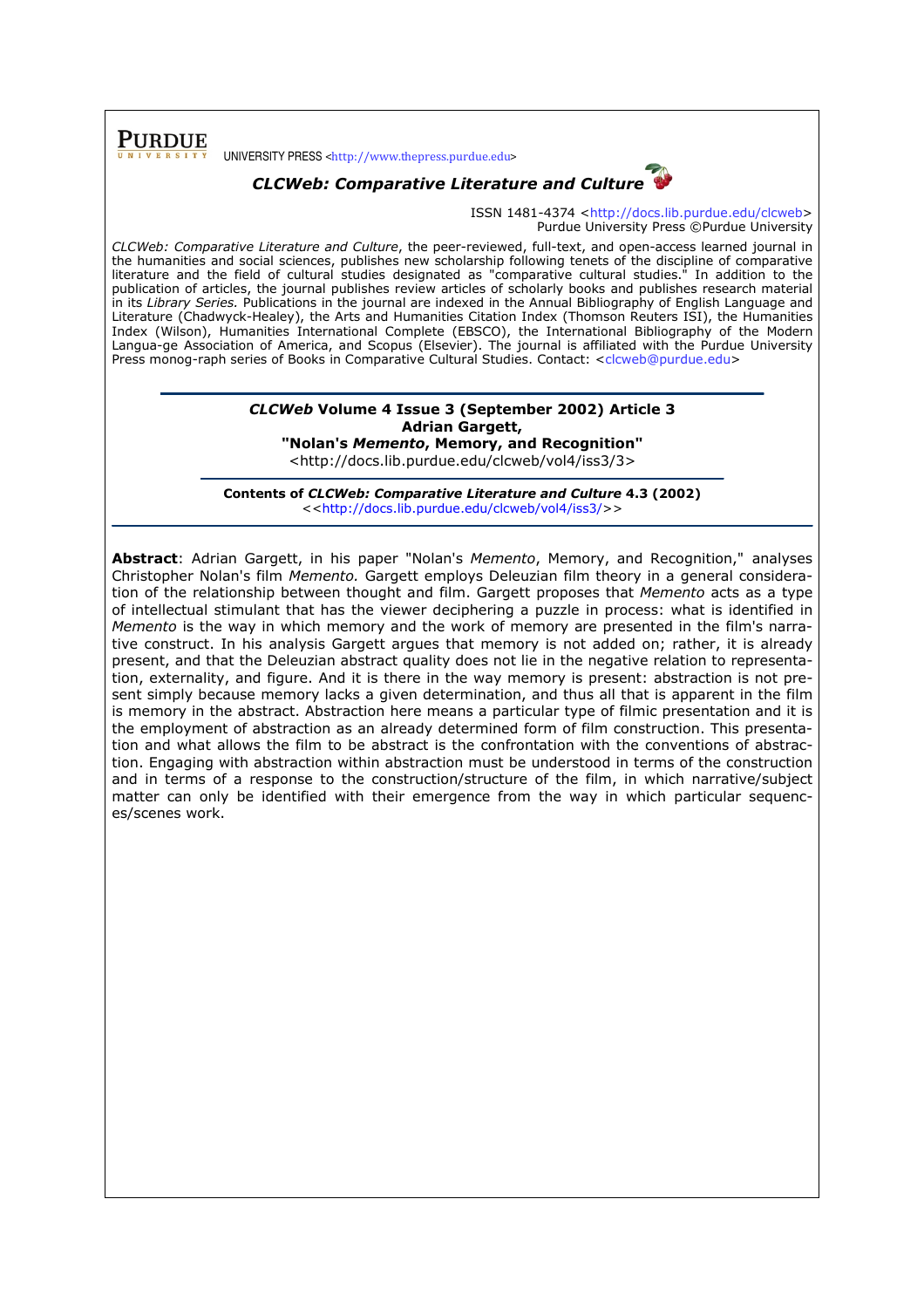**PURDUE** UNIVERSITY PRESS <http://www.thepress.purdue.edu>

***CLCWeb: Comparative Literature and Culture***

ISSN 1481-4374 <http://docs.lib.purdue.edu/clcweb>
Purdue University Press ©Purdue University

*CLCWeb: Comparative Literature and Culture*, the peer-reviewed, full-text, and open-access learned journal in the humanities and social sciences, publishes new scholarship following tenets of the discipline of comparative literature and the field of cultural studies designated as "comparative cultural studies." In addition to the publication of articles, the journal publishes review articles of scholarly books and publishes research material in its *Library Series.* Publications in the journal are indexed in the Annual Bibliography of English Language and Literature (Chadwyck-Healey), the Arts and Humanities Citation Index (Thomson Reuters ISI), the Humanities Index (Wilson), Humanities International Complete (EBSCO), the International Bibliography of the Modern Langua-ge Association of America, and Scopus (Elsevier). The journal is affiliated with the Purdue University Press monog-raph series of Books in Comparative Cultural Studies. Contact: <clcweb@purdue.edu>

---

**_CLCWeb_ Volume 4 Issue 3 (September 2002) Article 3**
**Adrian Gargett,**
**"Nolan's _Memento_, Memory, and Recognition"**
<http://docs.lib.purdue.edu/clcweb/vol4/iss3/3>

**Contents of _CLCWeb: Comparative Literature and Culture_ 4.3 (2002)**
<<http://docs.lib.purdue.edu/clcweb/vol4/iss3/>>

---

**Abstract**: Adrian Gargett, in his paper "Nolan's *Memento*, Memory, and Recognition," analyses Christopher Nolan's film *Memento.* Gargett employs Deleuzian film theory in a general considera-tion of the relationship between thought and film. Gargett proposes that *Memento* acts as a type of intellectual stimulant that has the viewer deciphering a puzzle in process: what is identified in *Memento* is the way in which memory and the work of memory are presented in the film's narra-tive construct. In his analysis Gargett argues that memory is not added on; rather, it is already present, and that the Deleuzian abstract quality does not lie in the negative relation to representa-tion, externality, and figure. And it is there in the way memory is present: abstraction is not pre-sent simply because memory lacks a given determination, and thus all that is apparent in the film is memory in the abstract. Abstraction here means a particular type of filmic presentation and it is the employment of abstraction as an already determined form of film construction. This presenta-tion and what allows the film to be abstract is the confrontation with the conventions of abstrac-tion. Engaging with abstraction within abstraction must be understood in terms of the construction and in terms of a response to the construction/structure of the film, in which narrative/subject matter can only be identified with their emergence from the way in which particular sequenc-es/scenes work.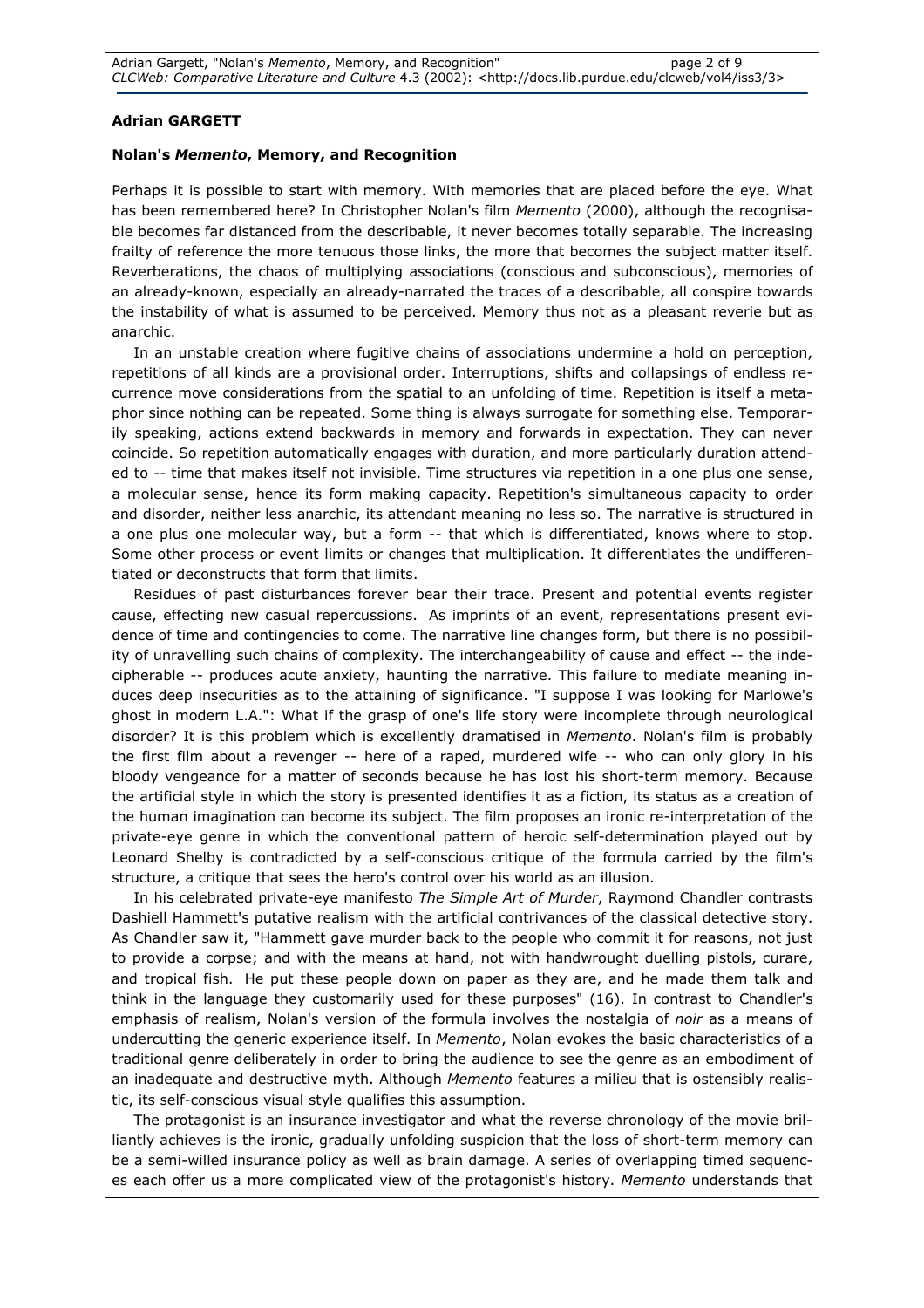**Adrian GARGETT**

**Nolan's *Memento*, Memory, and Recognition**

Perhaps it is possible to start with memory. With memories that are placed before the eye. What has been remembered here? In Christopher Nolan's film *Memento* (2000), although the recognisable becomes far distanced from the describable, it never becomes totally separable. The increasing frailty of reference the more tenuous those links, the more that becomes the subject matter itself. Reverberations, the chaos of multiplying associations (conscious and subconscious), memories of an already-known, especially an already-narrated the traces of a describable, all conspire towards the instability of what is assumed to be perceived. Memory thus not as a pleasant reverie but as anarchic.

In an unstable creation where fugitive chains of associations undermine a hold on perception, repetitions of all kinds are a provisional order. Interruptions, shifts and collapsings of endless recurrence move considerations from the spatial to an unfolding of time. Repetition is itself a metaphor since nothing can be repeated. Some thing is always surrogate for something else. Temporarily speaking, actions extend backwards in memory and forwards in expectation. They can never coincide. So repetition automatically engages with duration, and more particularly duration attended to -- time that makes itself not invisible. Time structures via repetition in a one plus one sense, a molecular sense, hence its form making capacity. Repetition's simultaneous capacity to order and disorder, neither less anarchic, its attendant meaning no less so. The narrative is structured in a one plus one molecular way, but a form -- that which is differentiated, knows where to stop. Some other process or event limits or changes that multiplication. It differentiates the undifferentiated or deconstructs that form that limits.

Residues of past disturbances forever bear their trace. Present and potential events register cause, effecting new casual repercussions. As imprints of an event, representations present evidence of time and contingencies to come. The narrative line changes form, but there is no possibility of unravelling such chains of complexity. The interchangeability of cause and effect -- the indecipherable -- produces acute anxiety, haunting the narrative. This failure to mediate meaning induces deep insecurities as to the attaining of significance. "I suppose I was looking for Marlowe's ghost in modern L.A.": What if the grasp of one's life story were incomplete through neurological disorder? It is this problem which is excellently dramatised in *Memento*. Nolan's film is probably the first film about a revenger -- here of a raped, murdered wife -- who can only glory in his bloody vengeance for a matter of seconds because he has lost his short-term memory. Because the artificial style in which the story is presented identifies it as a fiction, its status as a creation of the human imagination can become its subject. The film proposes an ironic re-interpretation of the private-eye genre in which the conventional pattern of heroic self-determination played out by Leonard Shelby is contradicted by a self-conscious critique of the formula carried by the film's structure, a critique that sees the hero's control over his world as an illusion.

In his celebrated private-eye manifesto *The Simple Art of Murder*, Raymond Chandler contrasts Dashiell Hammett's putative realism with the artificial contrivances of the classical detective story. As Chandler saw it, "Hammett gave murder back to the people who commit it for reasons, not just to provide a corpse; and with the means at hand, not with handwrought duelling pistols, curare, and tropical fish. He put these people down on paper as they are, and he made them talk and think in the language they customarily used for these purposes" (16). In contrast to Chandler's emphasis of realism, Nolan's version of the formula involves the nostalgia of *noir* as a means of undercutting the generic experience itself. In *Memento*, Nolan evokes the basic characteristics of a traditional genre deliberately in order to bring the audience to see the genre as an embodiment of an inadequate and destructive myth. Although *Memento* features a milieu that is ostensibly realistic, its self-conscious visual style qualifies this assumption.

The protagonist is an insurance investigator and what the reverse chronology of the movie brilliantly achieves is the ironic, gradually unfolding suspicion that the loss of short-term memory can be a semi-willed insurance policy as well as brain damage. A series of overlapping timed sequences each offer us a more complicated view of the protagonist's history. *Memento* understands that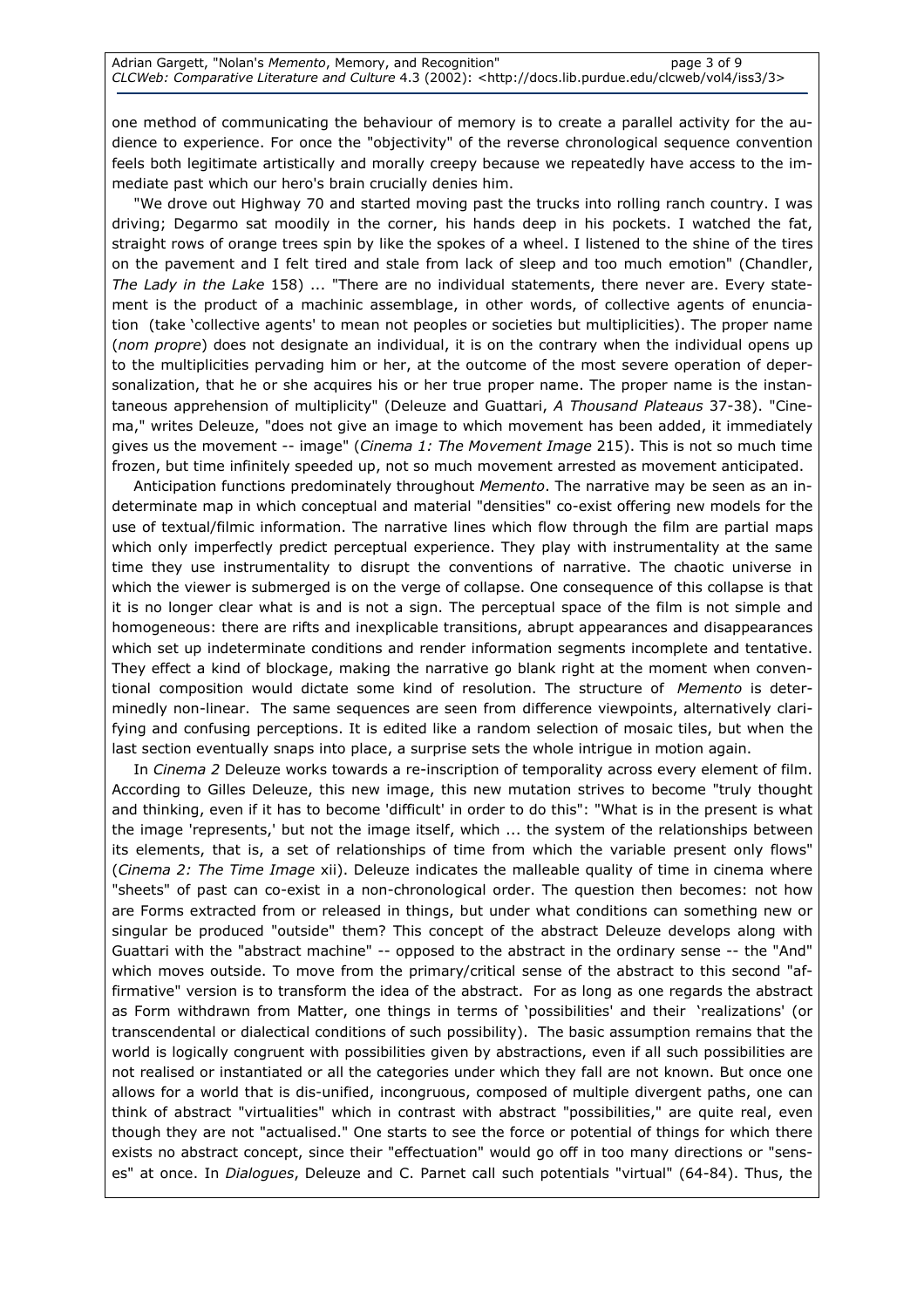one method of communicating the behaviour of memory is to create a parallel activity for the audience to experience. For once the "objectivity" of the reverse chronological sequence convention feels both legitimate artistically and morally creepy because we repeatedly have access to the immediate past which our hero's brain crucially denies him.

"We drove out Highway 70 and started moving past the trucks into rolling ranch country. I was driving; Degarmo sat moodily in the corner, his hands deep in his pockets. I watched the fat, straight rows of orange trees spin by like the spokes of a wheel. I listened to the shine of the tires on the pavement and I felt tired and stale from lack of sleep and too much emotion" (Chandler, *The Lady in the Lake* 158) ... "There are no individual statements, there never are. Every statement is the product of a machinic assemblage, in other words, of collective agents of enunciation (take 'collective agents' to mean not peoples or societies but multiplicities). The proper name (*nom propre*) does not designate an individual, it is on the contrary when the individual opens up to the multiplicities pervading him or her, at the outcome of the most severe operation of depersonalization, that he or she acquires his or her true proper name. The proper name is the instantaneous apprehension of multiplicity" (Deleuze and Guattari, *A Thousand Plateaus* 37-38). "Cinema," writes Deleuze, "does not give an image to which movement has been added, it immediately gives us the movement -- image" (*Cinema 1: The Movement Image* 215). This is not so much time frozen, but time infinitely speeded up, not so much movement arrested as movement anticipated.

Anticipation functions predominately throughout *Memento*. The narrative may be seen as an indeterminate map in which conceptual and material "densities" co-exist offering new models for the use of textual/filmic information. The narrative lines which flow through the film are partial maps which only imperfectly predict perceptual experience. They play with instrumentality at the same time they use instrumentality to disrupt the conventions of narrative. The chaotic universe in which the viewer is submerged is on the verge of collapse. One consequence of this collapse is that it is no longer clear what is and is not a sign. The perceptual space of the film is not simple and homogeneous: there are rifts and inexplicable transitions, abrupt appearances and disappearances which set up indeterminate conditions and render information segments incomplete and tentative. They effect a kind of blockage, making the narrative go blank right at the moment when conventional composition would dictate some kind of resolution. The structure of *Memento* is determinedly non-linear. The same sequences are seen from difference viewpoints, alternatively clarifying and confusing perceptions. It is edited like a random selection of mosaic tiles, but when the last section eventually snaps into place, a surprise sets the whole intrigue in motion again.

In *Cinema 2* Deleuze works towards a re-inscription of temporality across every element of film. According to Gilles Deleuze, this new image, this new mutation strives to become "truly thought and thinking, even if it has to become 'difficult' in order to do this": "What is in the present is what the image 'represents,' but not the image itself, which ... the system of the relationships between its elements, that is, a set of relationships of time from which the variable present only flows" (*Cinema 2: The Time Image* xii). Deleuze indicates the malleable quality of time in cinema where "sheets" of past can co-exist in a non-chronological order. The question then becomes: not how are Forms extracted from or released in things, but under what conditions can something new or singular be produced "outside" them? This concept of the abstract Deleuze develops along with Guattari with the "abstract machine" -- opposed to the abstract in the ordinary sense -- the "And" which moves outside. To move from the primary/critical sense of the abstract to this second "affirmative" version is to transform the idea of the abstract. For as long as one regards the abstract as Form withdrawn from Matter, one things in terms of 'possibilities' and their 'realizations' (or transcendental or dialectical conditions of such possibility). The basic assumption remains that the world is logically congruent with possibilities given by abstractions, even if all such possibilities are not realised or instantiated or all the categories under which they fall are not known. But once one allows for a world that is dis-unified, incongruous, composed of multiple divergent paths, one can think of abstract "virtualities" which in contrast with abstract "possibilities," are quite real, even though they are not "actualised." One starts to see the force or potential of things for which there exists no abstract concept, since their "effectuation" would go off in too many directions or "senses" at once. In *Dialogues*, Deleuze and C. Parnet call such potentials "virtual" (64-84). Thus, the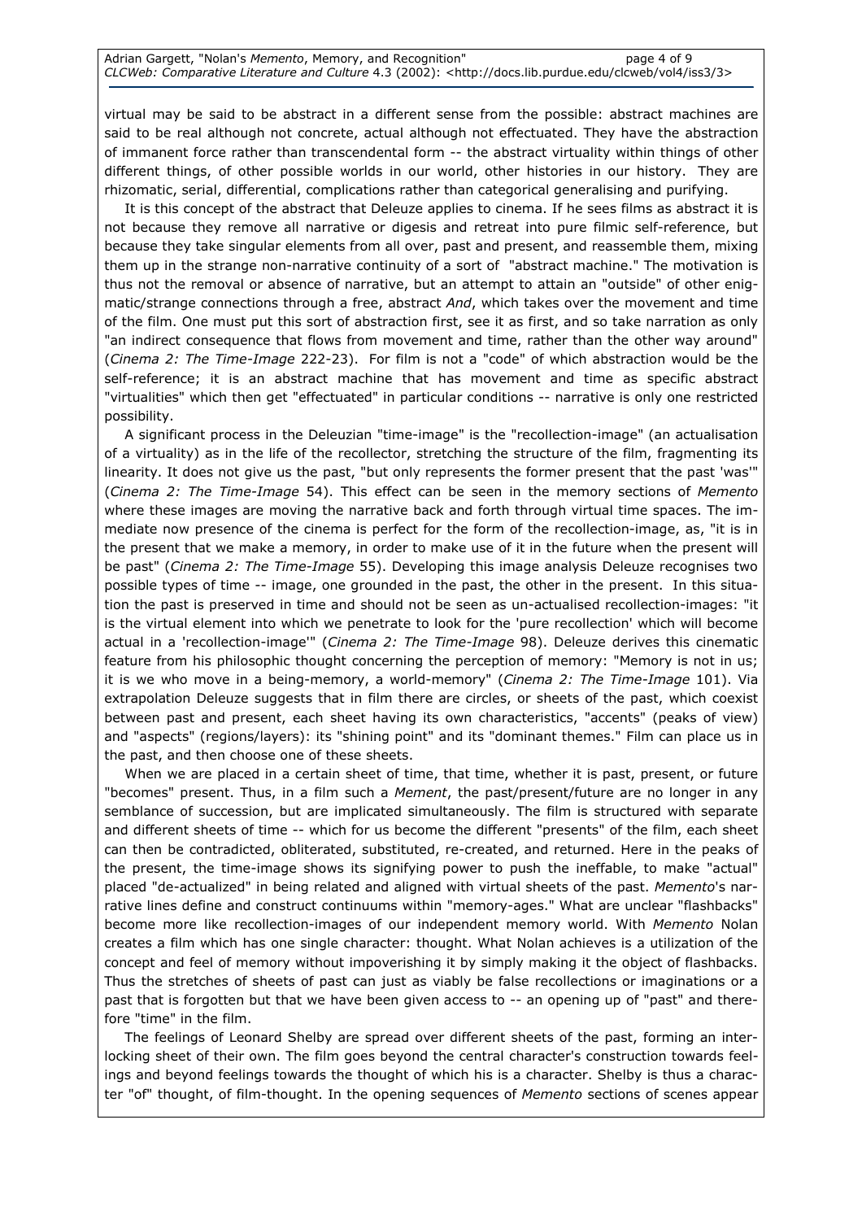virtual may be said to be abstract in a different sense from the possible: abstract machines are said to be real although not concrete, actual although not effectuated. They have the abstraction of immanent force rather than transcendental form -- the abstract virtuality within things of other different things, of other possible worlds in our world, other histories in our history. They are rhizomatic, serial, differential, complications rather than categorical generalising and purifying.

It is this concept of the abstract that Deleuze applies to cinema. If he sees films as abstract it is not because they remove all narrative or digesis and retreat into pure filmic self-reference, but because they take singular elements from all over, past and present, and reassemble them, mixing them up in the strange non-narrative continuity of a sort of "abstract machine." The motivation is thus not the removal or absence of narrative, but an attempt to attain an "outside" of other enigmatic/strange connections through a free, abstract *And*, which takes over the movement and time of the film. One must put this sort of abstraction first, see it as first, and so take narration as only "an indirect consequence that flows from movement and time, rather than the other way around" (*Cinema 2: The Time-Image* 222-23). For film is not a "code" of which abstraction would be the self-reference; it is an abstract machine that has movement and time as specific abstract "virtualities" which then get "effectuated" in particular conditions -- narrative is only one restricted possibility.

A significant process in the Deleuzian "time-image" is the "recollection-image" (an actualisation of a virtuality) as in the life of the recollector, stretching the structure of the film, fragmenting its linearity. It does not give us the past, "but only represents the former present that the past 'was'" (*Cinema 2: The Time-Image* 54). This effect can be seen in the memory sections of *Memento* where these images are moving the narrative back and forth through virtual time spaces. The immediate now presence of the cinema is perfect for the form of the recollection-image, as, "it is in the present that we make a memory, in order to make use of it in the future when the present will be past" (*Cinema 2: The Time-Image* 55). Developing this image analysis Deleuze recognises two possible types of time -- image, one grounded in the past, the other in the present. In this situation the past is preserved in time and should not be seen as un-actualised recollection-images: "it is the virtual element into which we penetrate to look for the 'pure recollection' which will become actual in a 'recollection-image'" (*Cinema 2: The Time-Image* 98). Deleuze derives this cinematic feature from his philosophic thought concerning the perception of memory: "Memory is not in us; it is we who move in a being-memory, a world-memory" (*Cinema 2: The Time-Image* 101). Via extrapolation Deleuze suggests that in film there are circles, or sheets of the past, which coexist between past and present, each sheet having its own characteristics, "accents" (peaks of view) and "aspects" (regions/layers): its "shining point" and its "dominant themes." Film can place us in the past, and then choose one of these sheets.

When we are placed in a certain sheet of time, that time, whether it is past, present, or future "becomes" present. Thus, in a film such a *Mement*, the past/present/future are no longer in any semblance of succession, but are implicated simultaneously. The film is structured with separate and different sheets of time -- which for us become the different "presents" of the film, each sheet can then be contradicted, obliterated, substituted, re-created, and returned. Here in the peaks of the present, the time-image shows its signifying power to push the ineffable, to make "actual" placed "de-actualized" in being related and aligned with virtual sheets of the past. *Memento*'s narrative lines define and construct continuums within "memory-ages." What are unclear "flashbacks" become more like recollection-images of our independent memory world. With *Memento* Nolan creates a film which has one single character: thought. What Nolan achieves is a utilization of the concept and feel of memory without impoverishing it by simply making it the object of flashbacks. Thus the stretches of sheets of past can just as viably be false recollections or imaginations or a past that is forgotten but that we have been given access to -- an opening up of "past" and therefore "time" in the film.

The feelings of Leonard Shelby are spread over different sheets of the past, forming an interlocking sheet of their own. The film goes beyond the central character's construction towards feelings and beyond feelings towards the thought of which his is a character. Shelby is thus a character "of" thought, of film-thought. In the opening sequences of *Memento* sections of scenes appear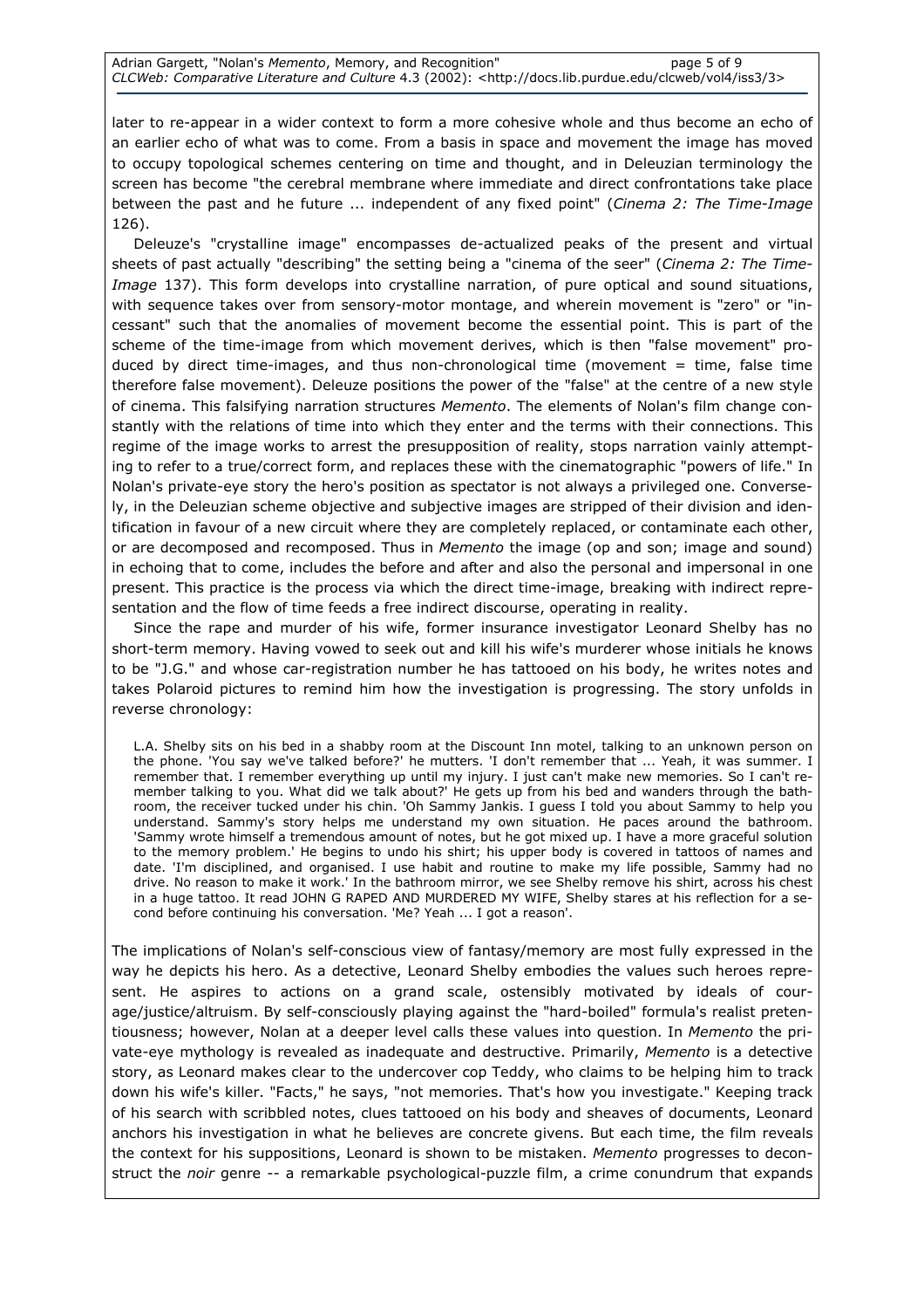later to re-appear in a wider context to form a more cohesive whole and thus become an echo of an earlier echo of what was to come. From a basis in space and movement the image has moved to occupy topological schemes centering on time and thought, and in Deleuzian terminology the screen has become "the cerebral membrane where immediate and direct confrontations take place between the past and he future ... independent of any fixed point" (*Cinema 2: The Time-Image* 126).

Deleuze's "crystalline image" encompasses de-actualized peaks of the present and virtual sheets of past actually "describing" the setting being a "cinema of the seer" (*Cinema 2: The Time-Image* 137). This form develops into crystalline narration, of pure optical and sound situations, with sequence takes over from sensory-motor montage, and wherein movement is "zero" or "incessant" such that the anomalies of movement become the essential point. This is part of the scheme of the time-image from which movement derives, which is then "false movement" produced by direct time-images, and thus non-chronological time (movement = time, false time therefore false movement). Deleuze positions the power of the "false" at the centre of a new style of cinema. This falsifying narration structures *Memento*. The elements of Nolan's film change constantly with the relations of time into which they enter and the terms with their connections. This regime of the image works to arrest the presupposition of reality, stops narration vainly attempting to refer to a true/correct form, and replaces these with the cinematographic "powers of life." In Nolan's private-eye story the hero's position as spectator is not always a privileged one. Conversely, in the Deleuzian scheme objective and subjective images are stripped of their division and identification in favour of a new circuit where they are completely replaced, or contaminate each other, or are decomposed and recomposed. Thus in *Memento* the image (op and son; image and sound) in echoing that to come, includes the before and after and also the personal and impersonal in one present. This practice is the process via which the direct time-image, breaking with indirect representation and the flow of time feeds a free indirect discourse, operating in reality.

Since the rape and murder of his wife, former insurance investigator Leonard Shelby has no short-term memory. Having vowed to seek out and kill his wife's murderer whose initials he knows to be "J.G." and whose car-registration number he has tattooed on his body, he writes notes and takes Polaroid pictures to remind him how the investigation is progressing. The story unfolds in reverse chronology:

> L.A. Shelby sits on his bed in a shabby room at the Discount Inn motel, talking to an unknown person on the phone. 'You say we've talked before?' he mutters. 'I don't remember that ... Yeah, it was summer. I remember that. I remember everything up until my injury. I just can't make new memories. So I can't remember talking to you. What did we talk about?' He gets up from his bed and wanders through the bathroom, the receiver tucked under his chin. 'Oh Sammy Jankis. I guess I told you about Sammy to help you understand. Sammy's story helps me understand my own situation. He paces around the bathroom. 'Sammy wrote himself a tremendous amount of notes, but he got mixed up. I have a more graceful solution to the memory problem.' He begins to undo his shirt; his upper body is covered in tattoos of names and date. 'I'm disciplined, and organised. I use habit and routine to make my life possible, Sammy had no drive. No reason to make it work.' In the bathroom mirror, we see Shelby remove his shirt, across his chest in a huge tattoo. It read JOHN G RAPED AND MURDERED MY WIFE, Shelby stares at his reflection for a second before continuing his conversation. 'Me? Yeah ... I got a reason'.

The implications of Nolan's self-conscious view of fantasy/memory are most fully expressed in the way he depicts his hero. As a detective, Leonard Shelby embodies the values such heroes represent. He aspires to actions on a grand scale, ostensibly motivated by ideals of courage/justice/altruism. By self-consciously playing against the "hard-boiled" formula's realist pretentiousness; however, Nolan at a deeper level calls these values into question. In *Memento* the private-eye mythology is revealed as inadequate and destructive. Primarily, *Memento* is a detective story, as Leonard makes clear to the undercover cop Teddy, who claims to be helping him to track down his wife's killer. "Facts," he says, "not memories. That's how you investigate." Keeping track of his search with scribbled notes, clues tattooed on his body and sheaves of documents, Leonard anchors his investigation in what he believes are concrete givens. But each time, the film reveals the context for his suppositions, Leonard is shown to be mistaken. *Memento* progresses to deconstruct the *noir* genre -- a remarkable psychological-puzzle film, a crime conundrum that expands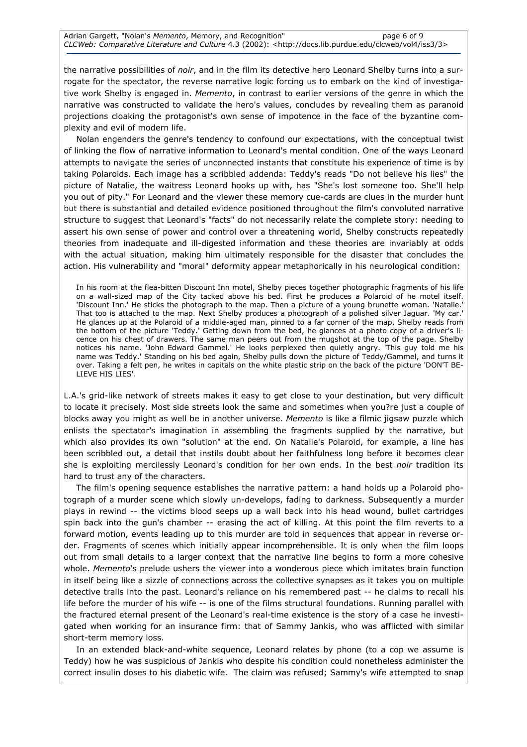the narrative possibilities of *noir*, and in the film its detective hero Leonard Shelby turns into a surrogate for the spectator, the reverse narrative logic forcing us to embark on the kind of investigative work Shelby is engaged in. *Memento*, in contrast to earlier versions of the genre in which the narrative was constructed to validate the hero's values, concludes by revealing them as paranoid projections cloaking the protagonist's own sense of impotence in the face of the byzantine complexity and evil of modern life.

Nolan engenders the genre's tendency to confound our expectations, with the conceptual twist of linking the flow of narrative information to Leonard's mental condition. One of the ways Leonard attempts to navigate the series of unconnected instants that constitute his experience of time is by taking Polaroids. Each image has a scribbled addenda: Teddy's reads "Do not believe his lies" the picture of Natalie, the waitress Leonard hooks up with, has "She's lost someone too. She'll help you out of pity." For Leonard and the viewer these memory cue-cards are clues in the murder hunt but there is substantial and detailed evidence positioned throughout the film's convoluted narrative structure to suggest that Leonard's "facts" do not necessarily relate the complete story: needing to assert his own sense of power and control over a threatening world, Shelby constructs repeatedly theories from inadequate and ill-digested information and these theories are invariably at odds with the actual situation, making him ultimately responsible for the disaster that concludes the action. His vulnerability and "moral" deformity appear metaphorically in his neurological condition:

> In his room at the flea-bitten Discount Inn motel, Shelby pieces together photographic fragments of his life on a wall-sized map of the City tacked above his bed. First he produces a Polaroid of he motel itself. 'Discount Inn.' He sticks the photograph to the map. Then a picture of a young brunette woman. 'Natalie.' That too is attached to the map. Next Shelby produces a photograph of a polished silver Jaguar. 'My car.' He glances up at the Polaroid of a middle-aged man, pinned to a far corner of the map. Shelby reads from the bottom of the picture 'Teddy.' Getting down from the bed, he glances at a photo copy of a driver's licence on his chest of drawers. The same man peers out from the mugshot at the top of the page. Shelby notices his name. 'John Edward Gammel.' He looks perplexed then quietly angry. 'This guy told me his name was Teddy.' Standing on his bed again, Shelby pulls down the picture of Teddy/Gammel, and turns it over. Taking a felt pen, he writes in capitals on the white plastic strip on the back of the picture 'DON'T BELIEVE HIS LIES'.

L.A.'s grid-like network of streets makes it easy to get close to your destination, but very difficult to locate it precisely. Most side streets look the same and sometimes when you?re just a couple of blocks away you might as well be in another universe. *Memento* is like a filmic jigsaw puzzle which enlists the spectator's imagination in assembling the fragments supplied by the narrative, but which also provides its own "solution" at the end. On Natalie's Polaroid, for example, a line has been scribbled out, a detail that instils doubt about her faithfulness long before it becomes clear she is exploiting mercilessly Leonard's condition for her own ends. In the best *noir* tradition its hard to trust any of the characters.

The film's opening sequence establishes the narrative pattern: a hand holds up a Polaroid photograph of a murder scene which slowly un-develops, fading to darkness. Subsequently a murder plays in rewind -- the victims blood seeps up a wall back into his head wound, bullet cartridges spin back into the gun's chamber -- erasing the act of killing. At this point the film reverts to a forward motion, events leading up to this murder are told in sequences that appear in reverse order. Fragments of scenes which initially appear incomprehensible. It is only when the film loops out from small details to a larger context that the narrative line begins to form a more cohesive whole. *Memento*'s prelude ushers the viewer into a wonderous piece which imitates brain function in itself being like a sizzle of connections across the collective synapses as it takes you on multiple detective trails into the past. Leonard's reliance on his remembered past -- he claims to recall his life before the murder of his wife -- is one of the films structural foundations. Running parallel with the fractured eternal present of the Leonard's real-time existence is the story of a case he investigated when working for an insurance firm: that of Sammy Jankis, who was afflicted with similar short-term memory loss.

In an extended black-and-white sequence, Leonard relates by phone (to a cop we assume is Teddy) how he was suspicious of Jankis who despite his condition could nonetheless administer the correct insulin doses to his diabetic wife. The claim was refused; Sammy's wife attempted to snap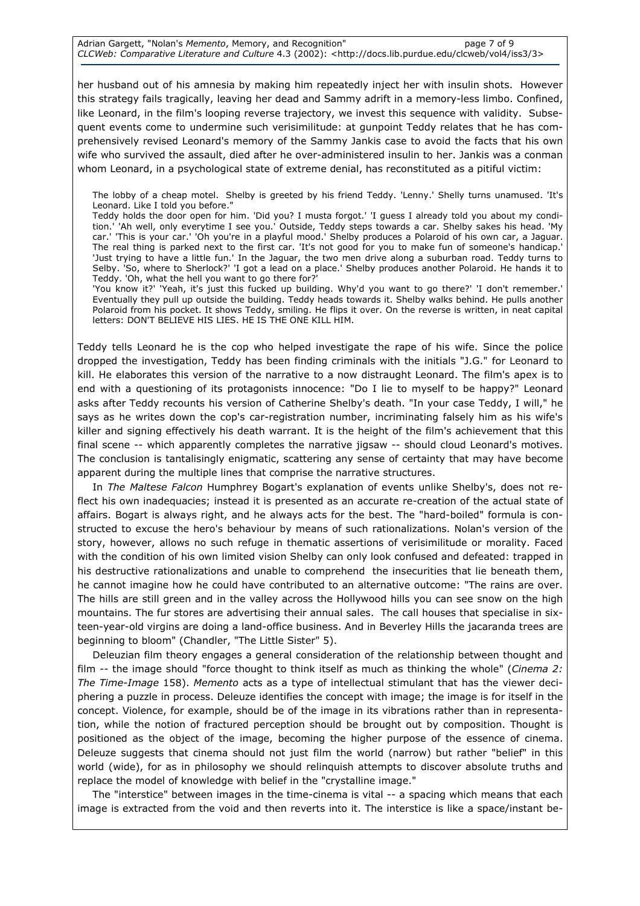her husband out of his amnesia by making him repeatedly inject her with insulin shots. However this strategy fails tragically, leaving her dead and Sammy adrift in a memory-less limbo. Confined, like Leonard, in the film's looping reverse trajectory, we invest this sequence with validity. Subsequent events come to undermine such verisimilitude: at gunpoint Teddy relates that he has comprehensively revised Leonard's memory of the Sammy Jankis case to avoid the facts that his own wife who survived the assault, died after he over-administered insulin to her. Jankis was a conman whom Leonard, in a psychological state of extreme denial, has reconstituted as a pitiful victim:

> The lobby of a cheap motel. Shelby is greeted by his friend Teddy. 'Lenny.' Shelly turns unamused. 'It's Leonard. Like I told you before."
> Teddy holds the door open for him. 'Did you? I musta forgot.' 'I guess I already told you about my condition.' 'Ah well, only everytime I see you.' Outside, Teddy steps towards a car. Shelby sakes his head. 'My car.' 'This is your car.' 'Oh you're in a playful mood.' Shelby produces a Polaroid of his own car, a Jaguar. The real thing is parked next to the first car. 'It's not good for you to make fun of someone's handicap.' 'Just trying to have a little fun.' In the Jaguar, the two men drive along a suburban road. Teddy turns to Selby. 'So, where to Sherlock?' 'I got a lead on a place.' Shelby produces another Polaroid. He hands it to Teddy. 'Oh, what the hell you want to go there for?'
> 'You know it?' 'Yeah, it's just this fucked up building. Why'd you want to go there?' 'I don't remember.' Eventually they pull up outside the building. Teddy heads towards it. Shelby walks behind. He pulls another Polaroid from his pocket. It shows Teddy, smiling. He flips it over. On the reverse is written, in neat capital letters: DON'T BELIEVE HIS LIES. HE IS THE ONE KILL HIM.

Teddy tells Leonard he is the cop who helped investigate the rape of his wife. Since the police dropped the investigation, Teddy has been finding criminals with the initials "J.G." for Leonard to kill. He elaborates this version of the narrative to a now distraught Leonard. The film's apex is to end with a questioning of its protagonists innocence: "Do I lie to myself to be happy?" Leonard asks after Teddy recounts his version of Catherine Shelby's death. "In your case Teddy, I will," he says as he writes down the cop's car-registration number, incriminating falsely him as his wife's killer and signing effectively his death warrant. It is the height of the film's achievement that this final scene -- which apparently completes the narrative jigsaw -- should cloud Leonard's motives. The conclusion is tantalisingly enigmatic, scattering any sense of certainty that may have become apparent during the multiple lines that comprise the narrative structures.

In *The Maltese Falcon* Humphrey Bogart's explanation of events unlike Shelby's, does not reflect his own inadequacies; instead it is presented as an accurate re-creation of the actual state of affairs. Bogart is always right, and he always acts for the best. The "hard-boiled" formula is constructed to excuse the hero's behaviour by means of such rationalizations. Nolan's version of the story, however, allows no such refuge in thematic assertions of verisimilitude or morality. Faced with the condition of his own limited vision Shelby can only look confused and defeated: trapped in his destructive rationalizations and unable to comprehend the insecurities that lie beneath them, he cannot imagine how he could have contributed to an alternative outcome: "The rains are over. The hills are still green and in the valley across the Hollywood hills you can see snow on the high mountains. The fur stores are advertising their annual sales. The call houses that specialise in sixteen-year-old virgins are doing a land-office business. And in Beverley Hills the jacaranda trees are beginning to bloom" (Chandler, "The Little Sister" 5).

Deleuzian film theory engages a general consideration of the relationship between thought and film -- the image should "force thought to think itself as much as thinking the whole" (*Cinema 2: The Time-Image* 158). *Memento* acts as a type of intellectual stimulant that has the viewer deciphering a puzzle in process. Deleuze identifies the concept with image; the image is for itself in the concept. Violence, for example, should be of the image in its vibrations rather than in representation, while the notion of fractured perception should be brought out by composition. Thought is positioned as the object of the image, becoming the higher purpose of the essence of cinema. Deleuze suggests that cinema should not just film the world (narrow) but rather "belief" in this world (wide), for as in philosophy we should relinquish attempts to discover absolute truths and replace the model of knowledge with belief in the "crystalline image."

The "interstice" between images in the time-cinema is vital -- a spacing which means that each image is extracted from the void and then reverts into it. The interstice is like a space/instant be-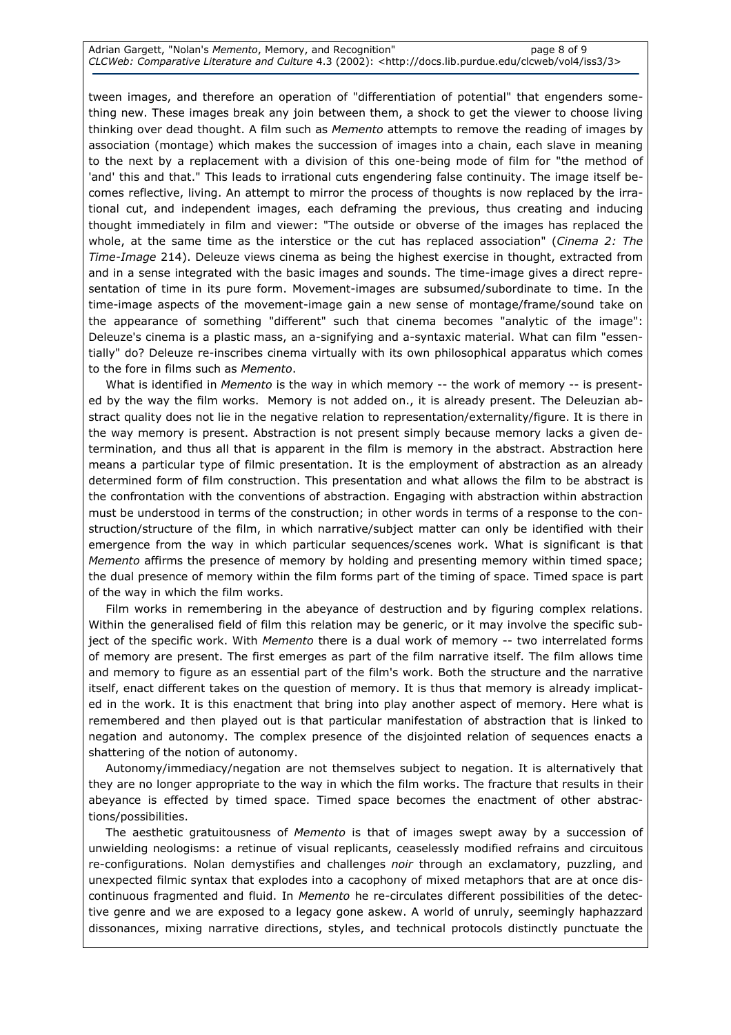tween images, and therefore an operation of "differentiation of potential" that engenders something new. These images break any join between them, a shock to get the viewer to choose living thinking over dead thought. A film such as *Memento* attempts to remove the reading of images by association (montage) which makes the succession of images into a chain, each slave in meaning to the next by a replacement with a division of this one-being mode of film for "the method of 'and' this and that." This leads to irrational cuts engendering false continuity. The image itself becomes reflective, living. An attempt to mirror the process of thoughts is now replaced by the irrational cut, and independent images, each deframing the previous, thus creating and inducing thought immediately in film and viewer: "The outside or obverse of the images has replaced the whole, at the same time as the interstice or the cut has replaced association" (*Cinema 2: The Time-Image* 214). Deleuze views cinema as being the highest exercise in thought, extracted from and in a sense integrated with the basic images and sounds. The time-image gives a direct representation of time in its pure form. Movement-images are subsumed/subordinate to time. In the time-image aspects of the movement-image gain a new sense of montage/frame/sound take on the appearance of something "different" such that cinema becomes "analytic of the image": Deleuze's cinema is a plastic mass, an a-signifying and a-syntaxic material. What can film "essentially" do? Deleuze re-inscribes cinema virtually with its own philosophical apparatus which comes to the fore in films such as *Memento*.

What is identified in *Memento* is the way in which memory -- the work of memory -- is presented by the way the film works. Memory is not added on., it is already present. The Deleuzian abstract quality does not lie in the negative relation to representation/externality/figure. It is there in the way memory is present. Abstraction is not present simply because memory lacks a given determination, and thus all that is apparent in the film is memory in the abstract. Abstraction here means a particular type of filmic presentation. It is the employment of abstraction as an already determined form of film construction. This presentation and what allows the film to be abstract is the confrontation with the conventions of abstraction. Engaging with abstraction within abstraction must be understood in terms of the construction; in other words in terms of a response to the construction/structure of the film, in which narrative/subject matter can only be identified with their emergence from the way in which particular sequences/scenes work. What is significant is that *Memento* affirms the presence of memory by holding and presenting memory within timed space; the dual presence of memory within the film forms part of the timing of space. Timed space is part of the way in which the film works.

Film works in remembering in the abeyance of destruction and by figuring complex relations. Within the generalised field of film this relation may be generic, or it may involve the specific subject of the specific work. With *Memento* there is a dual work of memory -- two interrelated forms of memory are present. The first emerges as part of the film narrative itself. The film allows time and memory to figure as an essential part of the film's work. Both the structure and the narrative itself, enact different takes on the question of memory. It is thus that memory is already implicated in the work. It is this enactment that bring into play another aspect of memory. Here what is remembered and then played out is that particular manifestation of abstraction that is linked to negation and autonomy. The complex presence of the disjointed relation of sequences enacts a shattering of the notion of autonomy.

Autonomy/immediacy/negation are not themselves subject to negation. It is alternatively that they are no longer appropriate to the way in which the film works. The fracture that results in their abeyance is effected by timed space. Timed space becomes the enactment of other abstractions/possibilities.

The aesthetic gratuitousness of *Memento* is that of images swept away by a succession of unwielding neologisms: a retinue of visual replicants, ceaselessly modified refrains and circuitous re-configurations. Nolan demystifies and challenges *noir* through an exclamatory, puzzling, and unexpected filmic syntax that explodes into a cacophony of mixed metaphors that are at once discontinuous fragmented and fluid. In *Memento* he re-circulates different possibilities of the detective genre and we are exposed to a legacy gone askew. A world of unruly, seemingly haphazzard dissonances, mixing narrative directions, styles, and technical protocols distinctly punctuate the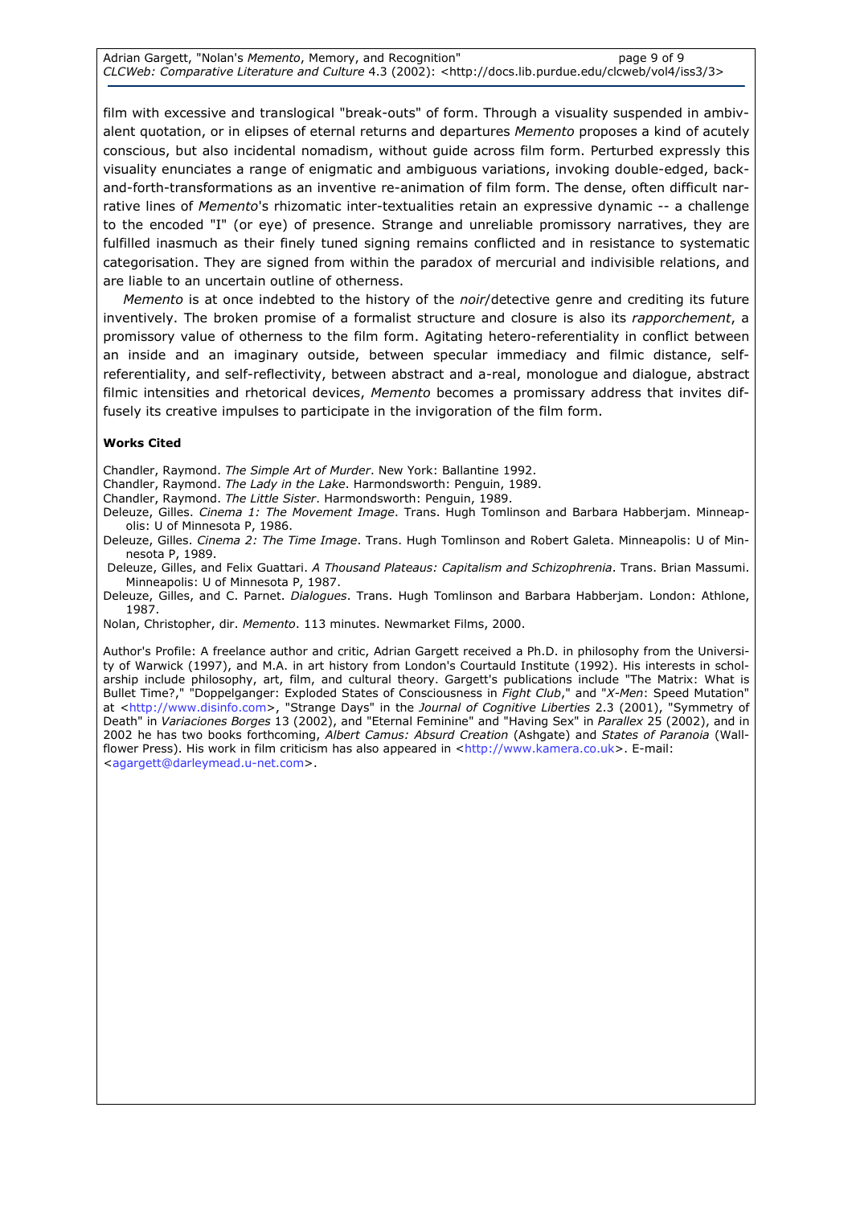film with excessive and translogical "break-outs" of form. Through a visuality suspended in ambivalent quotation, or in elipses of eternal returns and departures *Memento* proposes a kind of acutely conscious, but also incidental nomadism, without guide across film form. Perturbed expressly this visuality enunciates a range of enigmatic and ambiguous variations, invoking double-edged, back-and-forth-transformations as an inventive re-animation of film form. The dense, often difficult narrative lines of *Memento*'s rhizomatic inter-textualities retain an expressive dynamic -- a challenge to the encoded "I" (or eye) of presence. Strange and unreliable promissory narratives, they are fulfilled inasmuch as their finely tuned signing remains conflicted and in resistance to systematic categorisation. They are signed from within the paradox of mercurial and indivisible relations, and are liable to an uncertain outline of otherness.

*Memento* is at once indebted to the history of the *noir*/detective genre and crediting its future inventively. The broken promise of a formalist structure and closure is also its *rapprochement*, a promissory value of otherness to the film form. Agitating hetero-referentiality in conflict between an inside and an imaginary outside, between specular immediacy and filmic distance, self-referentiality, and self-reflectivity, between abstract and a-real, monologue and dialogue, abstract filmic intensities and rhetorical devices, *Memento* becomes a promissary address that invites diffusely its creative impulses to participate in the invigoration of the film form.

**Works Cited**

Chandler, Raymond. *The Simple Art of Murder*. New York: Ballantine 1992.

Chandler, Raymond. *The Lady in the Lake*. Harmondsworth: Penguin, 1989.

Chandler, Raymond. *The Little Sister*. Harmondsworth: Penguin, 1989.

Deleuze, Gilles. *Cinema 1: The Movement Image*. Trans. Hugh Tomlinson and Barbara Habberjam. Minneapolis: U of Minnesota P, 1986.

Deleuze, Gilles. *Cinema 2: The Time Image*. Trans. Hugh Tomlinson and Robert Galeta. Minneapolis: U of Minnesota P, 1989.

Deleuze, Gilles, and Felix Guattari. *A Thousand Plateaus: Capitalism and Schizophrenia*. Trans. Brian Massumi. Minneapolis: U of Minnesota P, 1987.

Deleuze, Gilles, and C. Parnet. *Dialogues*. Trans. Hugh Tomlinson and Barbara Habberjam. London: Athlone, 1987.

Nolan, Christopher, dir. *Memento*. 113 minutes. Newmarket Films, 2000.

Author's Profile: A freelance author and critic, Adrian Gargett received a Ph.D. in philosophy from the University of Warwick (1997), and M.A. in art history from London's Courtauld Institute (1992). His interests in scholarship include philosophy, art, film, and cultural theory. Gargett's publications include "The Matrix: What is Bullet Time?," "Doppelganger: Exploded States of Consciousness in *Fight Club*," and "*X-Men*: Speed Mutation" at <http://www.disinfo.com>, "Strange Days" in the *Journal of Cognitive Liberties* 2.3 (2001), "Symmetry of Death" in *Variaciones Borges* 13 (2002), and "Eternal Feminine" and "Having Sex" in *Parallex* 25 (2002), and in 2002 he has two books forthcoming, *Albert Camus: Absurd Creation* (Ashgate) and *States of Paranoia* (Wallflower Press). His work in film criticism has also appeared in <http://www.kamera.co.uk>. E-mail: <agargett@darleymead.u-net.com>.